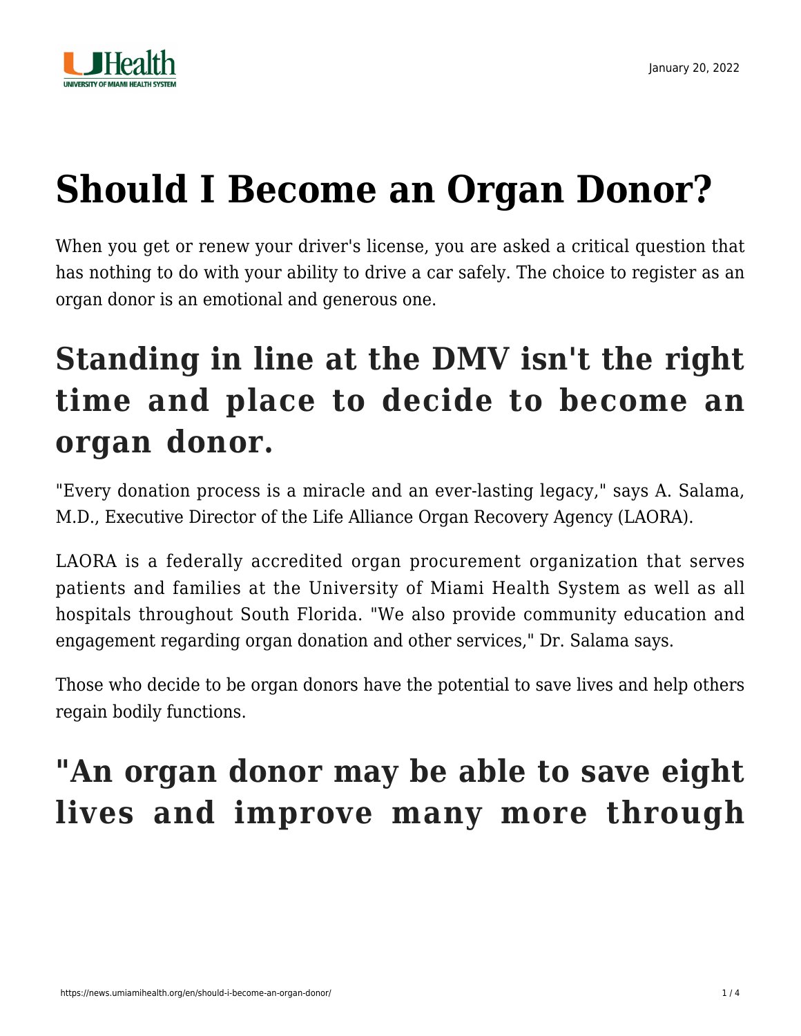# Should I Become an Organ Donor?

When you get or renew your driver's license, you are asked a critical question that has nothing to do with your ability to drive a car safely. The choice to register as an organ donor is an emotional and generous one.

## Standing in line at the DMV isn't the right time and place to decide to become an organ donor.

"Every donation process is a miracle and an ever-lasting legacy," says A. Salama, M.D., Executive Director of the Life Alliance Organ Recovery Agency (LAORA).

LAORA is a federally accredited organ procurement organization that serves patients and families at the University of Miami Health System as well as all hospitals throughout South Florida. "We also provide community education and engagement regarding organ donation and other services," Dr. Salama says.

Those who decide to be organ donors have the potential to save lives and help others regain bodily functions.

## "An organ donor may be able to save eight lives and improve many more through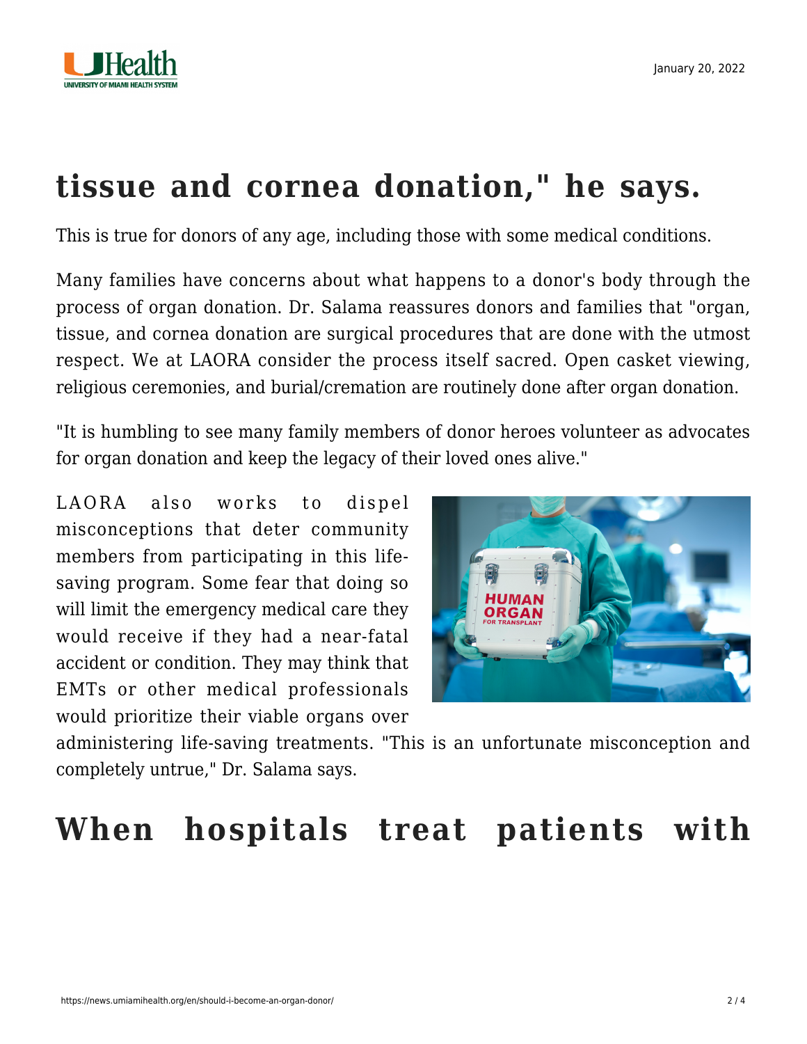## tissue and cornea donation," he says.

This is true for donors of any age, including those with some medical conditions.

Many families have concerns about what happens to a donor's body through the process of organ donation. Dr. Salama reassures donors and families that "organ, tissue, and cornea donation are surgical procedures that are done with the utmost respect. We at LAORA consider the process itself sacred. Open casket viewing, religious ceremonies, and burial/cremation are routinely done after organ donation.

"It is humbling to see many family members of donor heroes volunteer as advocates for organ donation and keep the legacy of their loved ones alive."

LAORA also works to dispel misconceptions that deter community members from participating in this life-saving program. Some fear that doing so will limit the emergency medical care they would receive if they had a near-fatal accident or condition. They may think that EMTs or other medical professionals would prioritize their viable organs over administering life-saving treatments. "This is an unfortunate misconception and completely untrue," Dr. Salama says.

## When hospitals treat patients with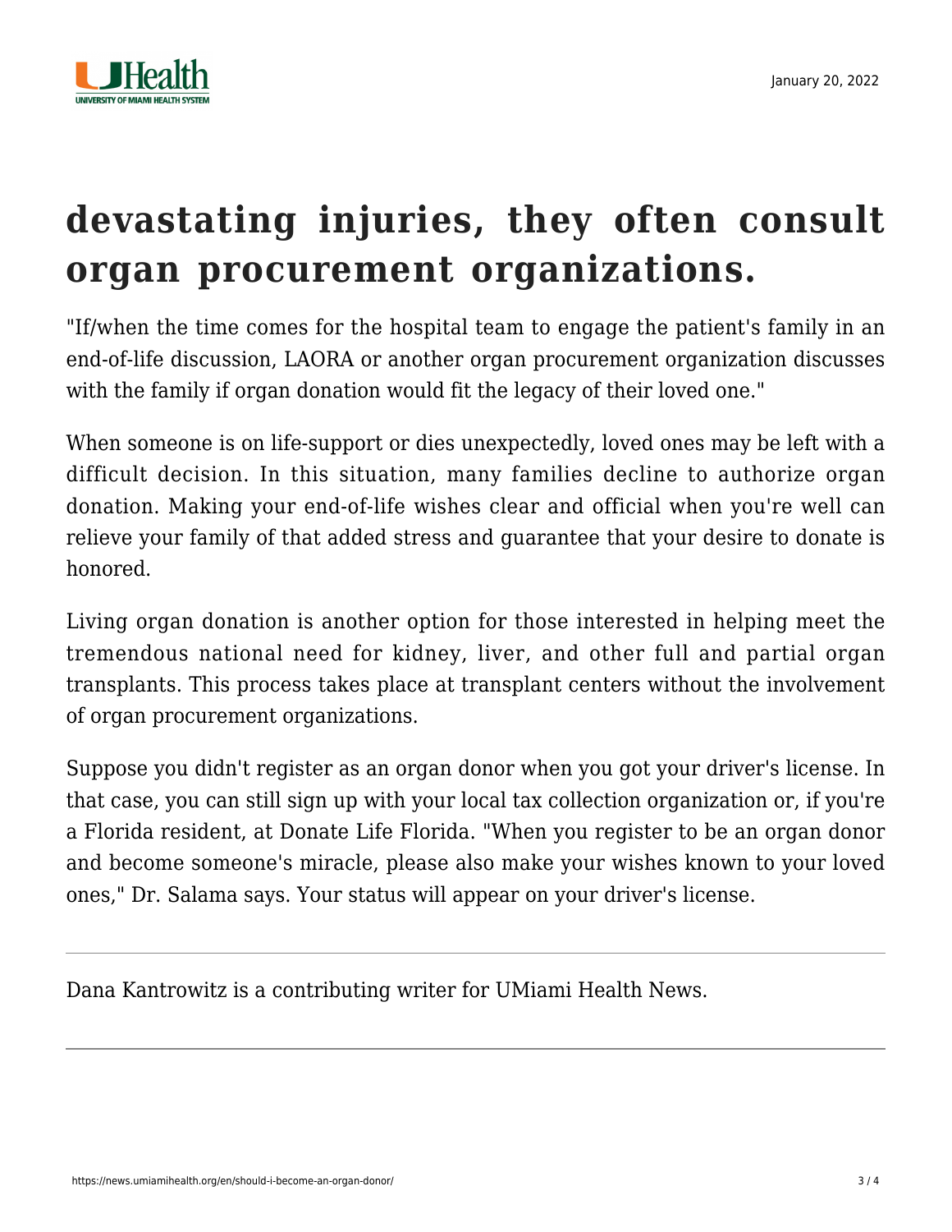## devastating injuries, they often consult organ procurement organizations.

"If/when the time comes for the hospital team to engage the patient's family in an end-of-life discussion, LAORA or another organ procurement organization discusses with the family if organ donation would fit the legacy of their loved one."

When someone is on life-support or dies unexpectedly, loved ones may be left with a difficult decision. In this situation, many families decline to authorize organ donation. Making your end-of-life wishes clear and official when you're well can relieve your family of that added stress and guarantee that your desire to donate is honored.

Living organ donation is another option for those interested in helping meet the tremendous national need for kidney, liver, and other full and partial organ transplants. This process takes place at transplant centers without the involvement of organ procurement organizations.

Suppose you didn't register as an organ donor when you got your driver's license. In that case, you can still sign up with your local tax collection organization or, if you're a Florida resident, at Donate Life Florida. "When you register to be an organ donor and become someone's miracle, please also make your wishes known to your loved ones," Dr. Salama says. Your status will appear on your driver's license.

---

Dana Kantrowitz is a contributing writer for UMiami Health News.

---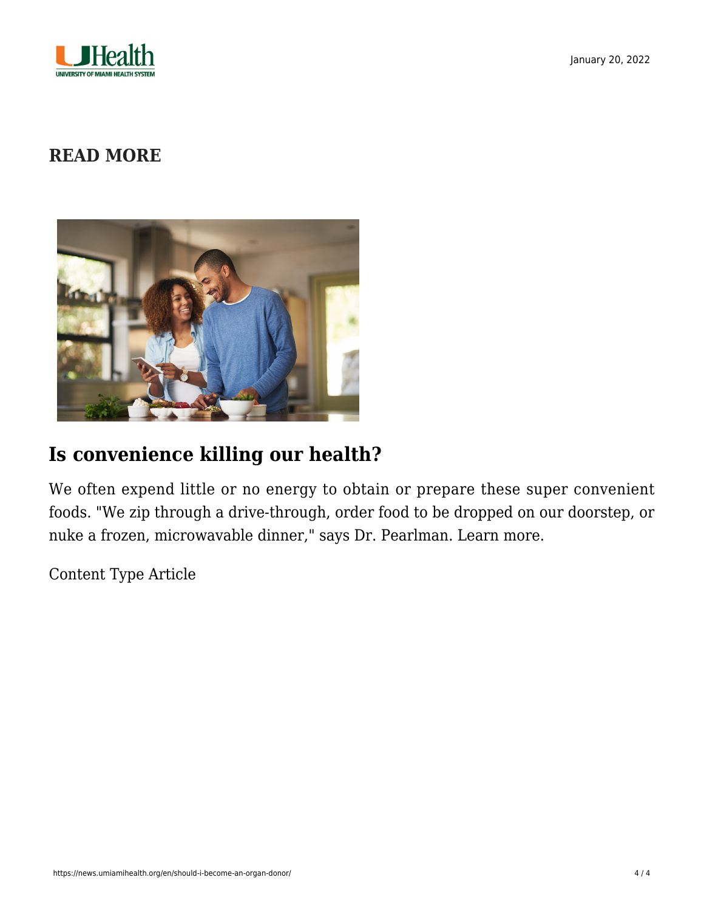## READ MORE

## Is convenience killing our health?

We often expend little or no energy to obtain or prepare these super convenient foods. "We zip through a drive-through, order food to be dropped on our doorstep, or nuke a frozen, microwavable dinner," says Dr. Pearlman. Learn more.

Content Type Article